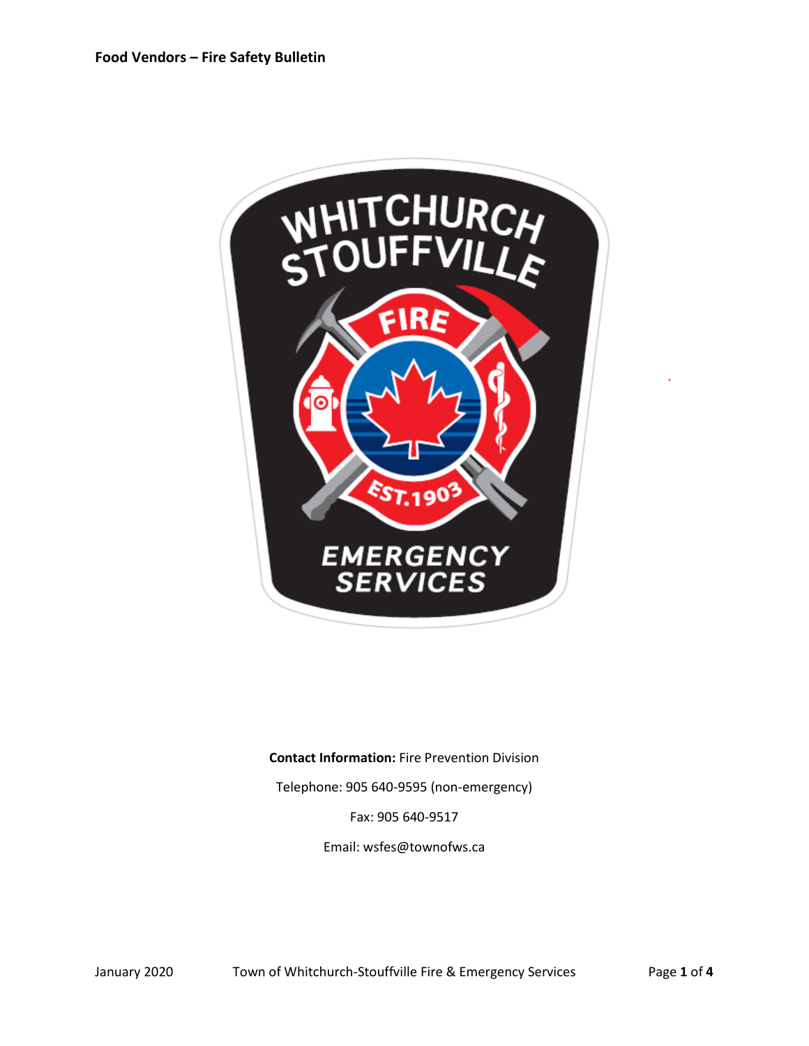# Food Vendors – Fire Safety Bulletin

**Contact Information:** Fire Prevention Division

Telephone: 905 640-9595 (non-emergency)

Fax: 905 640-9517

Email: wsfes@townofws.ca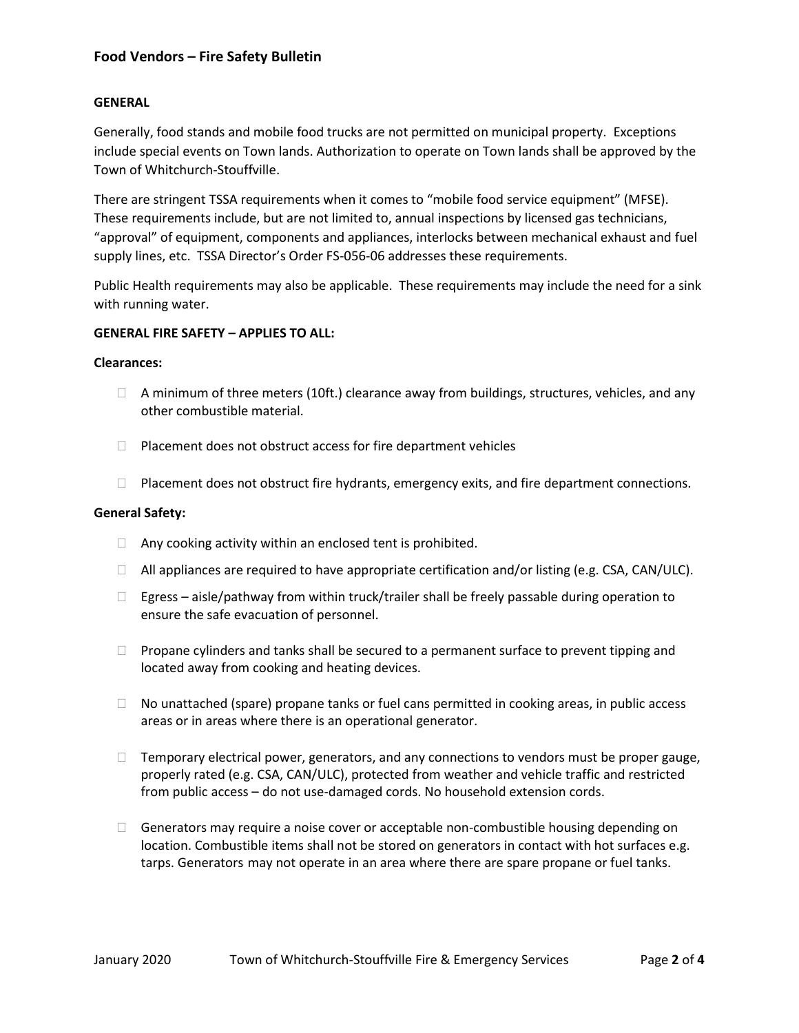## Food Vendors – Fire Safety Bulletin

### GENERAL

Generally, food stands and mobile food trucks are not permitted on municipal property. Exceptions include special events on Town lands. Authorization to operate on Town lands shall be approved by the Town of Whitchurch-Stouffville.

There are stringent TSSA requirements when it comes to "mobile food service equipment" (MFSE). These requirements include, but are not limited to, annual inspections by licensed gas technicians, "approval" of equipment, components and appliances, interlocks between mechanical exhaust and fuel supply lines, etc. TSSA Director's Order FS-056-06 addresses these requirements.

Public Health requirements may also be applicable. These requirements may include the need for a sink with running water.

### GENERAL FIRE SAFETY – APPLIES TO ALL:

**Clearances:**

- A minimum of three meters (10ft.) clearance away from buildings, structures, vehicles, and any other combustible material.
- Placement does not obstruct access for fire department vehicles
- Placement does not obstruct fire hydrants, emergency exits, and fire department connections.

**General Safety:**

- Any cooking activity within an enclosed tent is prohibited.
- All appliances are required to have appropriate certification and/or listing (e.g. CSA, CAN/ULC).
- Egress – aisle/pathway from within truck/trailer shall be freely passable during operation to ensure the safe evacuation of personnel.
- Propane cylinders and tanks shall be secured to a permanent surface to prevent tipping and located away from cooking and heating devices.
- No unattached (spare) propane tanks or fuel cans permitted in cooking areas, in public access areas or in areas where there is an operational generator.
- Temporary electrical power, generators, and any connections to vendors must be proper gauge, properly rated (e.g. CSA, CAN/ULC), protected from weather and vehicle traffic and restricted from public access – do not use-damaged cords. No household extension cords.
- Generators may require a noise cover or acceptable non-combustible housing depending on location. Combustible items shall not be stored on generators in contact with hot surfaces e.g. tarps. Generators may not operate in an area where there are spare propane or fuel tanks.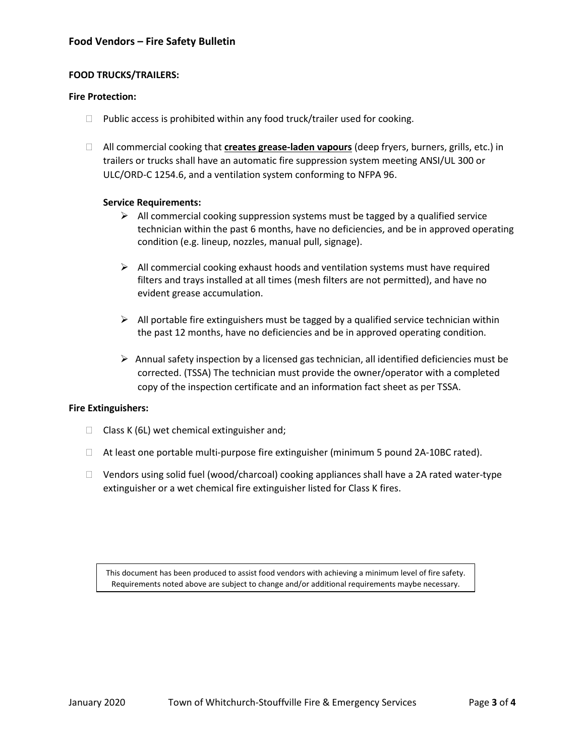## Food Vendors – Fire Safety Bulletin

**FOOD TRUCKS/TRAILERS:**

**Fire Protection:**

- Public access is prohibited within any food truck/trailer used for cooking.
- All commercial cooking that **creates grease-laden vapours** (deep fryers, burners, grills, etc.) in trailers or trucks shall have an automatic fire suppression system meeting ANSI/UL 300 or ULC/ORD-C 1254.6, and a ventilation system conforming to NFPA 96.

  **Service Requirements:**

  - All commercial cooking suppression systems must be tagged by a qualified service technician within the past 6 months, have no deficiencies, and be in approved operating condition (e.g. lineup, nozzles, manual pull, signage).
  - All commercial cooking exhaust hoods and ventilation systems must have required filters and trays installed at all times (mesh filters are not permitted), and have no evident grease accumulation.
  - All portable fire extinguishers must be tagged by a qualified service technician within the past 12 months, have no deficiencies and be in approved operating condition.
  - Annual safety inspection by a licensed gas technician, all identified deficiencies must be corrected. (TSSA) The technician must provide the owner/operator with a completed copy of the inspection certificate and an information fact sheet as per TSSA.

**Fire Extinguishers:**

- Class K (6L) wet chemical extinguisher and;
- At least one portable multi-purpose fire extinguisher (minimum 5 pound 2A-10BC rated).
- Vendors using solid fuel (wood/charcoal) cooking appliances shall have a 2A rated water-type extinguisher or a wet chemical fire extinguisher listed for Class K fires.

This document has been produced to assist food vendors with achieving a minimum level of fire safety. Requirements noted above are subject to change and/or additional requirements maybe necessary.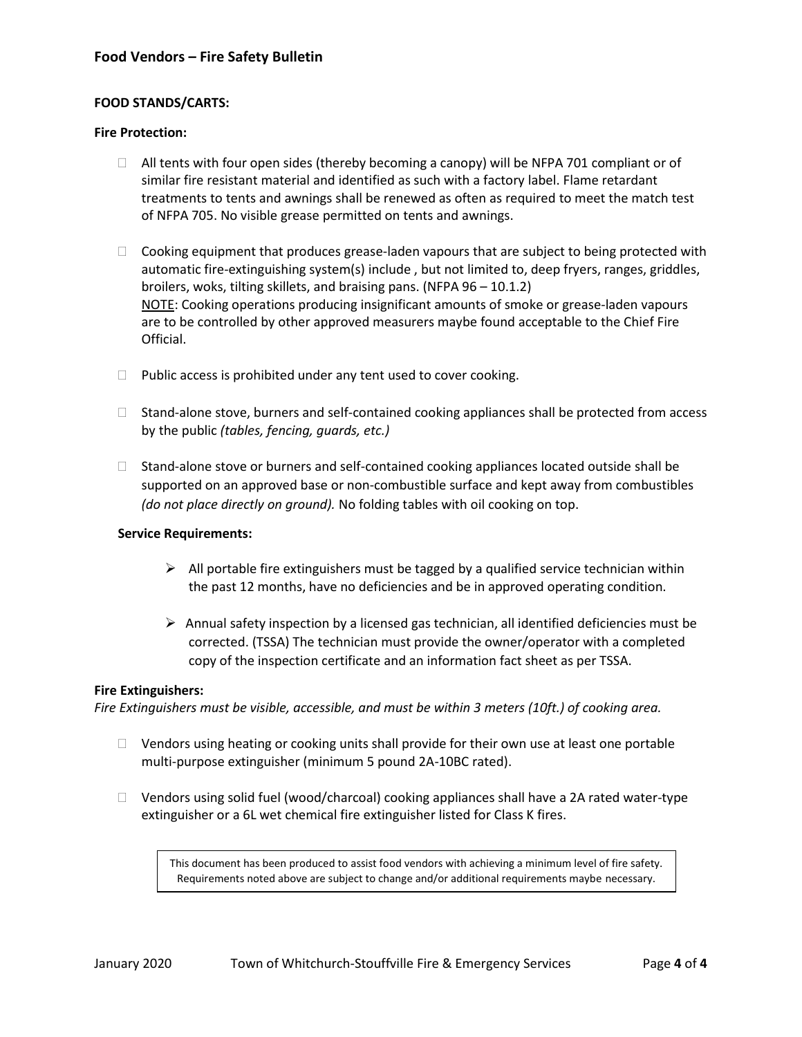## Food Vendors – Fire Safety Bulletin

**FOOD STANDS/CARTS:**

**Fire Protection:**

- All tents with four open sides (thereby becoming a canopy) will be NFPA 701 compliant or of similar fire resistant material and identified as such with a factory label. Flame retardant treatments to tents and awnings shall be renewed as often as required to meet the match test of NFPA 705. No visible grease permitted on tents and awnings.
- Cooking equipment that produces grease-laden vapours that are subject to being protected with automatic fire-extinguishing system(s) include , but not limited to, deep fryers, ranges, griddles, broilers, woks, tilting skillets, and braising pans. (NFPA 96 – 10.1.2)
  NOTE: Cooking operations producing insignificant amounts of smoke or grease-laden vapours are to be controlled by other approved measurers maybe found acceptable to the Chief Fire Official.
- Public access is prohibited under any tent used to cover cooking.
- Stand-alone stove, burners and self-contained cooking appliances shall be protected from access by the public *(tables, fencing, guards, etc.)*
- Stand-alone stove or burners and self-contained cooking appliances located outside shall be supported on an approved base or non-combustible surface and kept away from combustibles *(do not place directly on ground).* No folding tables with oil cooking on top.

**Service Requirements:**

- All portable fire extinguishers must be tagged by a qualified service technician within the past 12 months, have no deficiencies and be in approved operating condition.
- Annual safety inspection by a licensed gas technician, all identified deficiencies must be corrected. (TSSA) The technician must provide the owner/operator with a completed copy of the inspection certificate and an information fact sheet as per TSSA.

**Fire Extinguishers:**

*Fire Extinguishers must be visible, accessible, and must be within 3 meters (10ft.) of cooking area.*

- Vendors using heating or cooking units shall provide for their own use at least one portable multi-purpose extinguisher (minimum 5 pound 2A-10BC rated).
- Vendors using solid fuel (wood/charcoal) cooking appliances shall have a 2A rated water-type extinguisher or a 6L wet chemical fire extinguisher listed for Class K fires.

This document has been produced to assist food vendors with achieving a minimum level of fire safety. Requirements noted above are subject to change and/or additional requirements maybe necessary.

January 2020 Town of Whitchurch-Stouffville Fire & Emergency Services